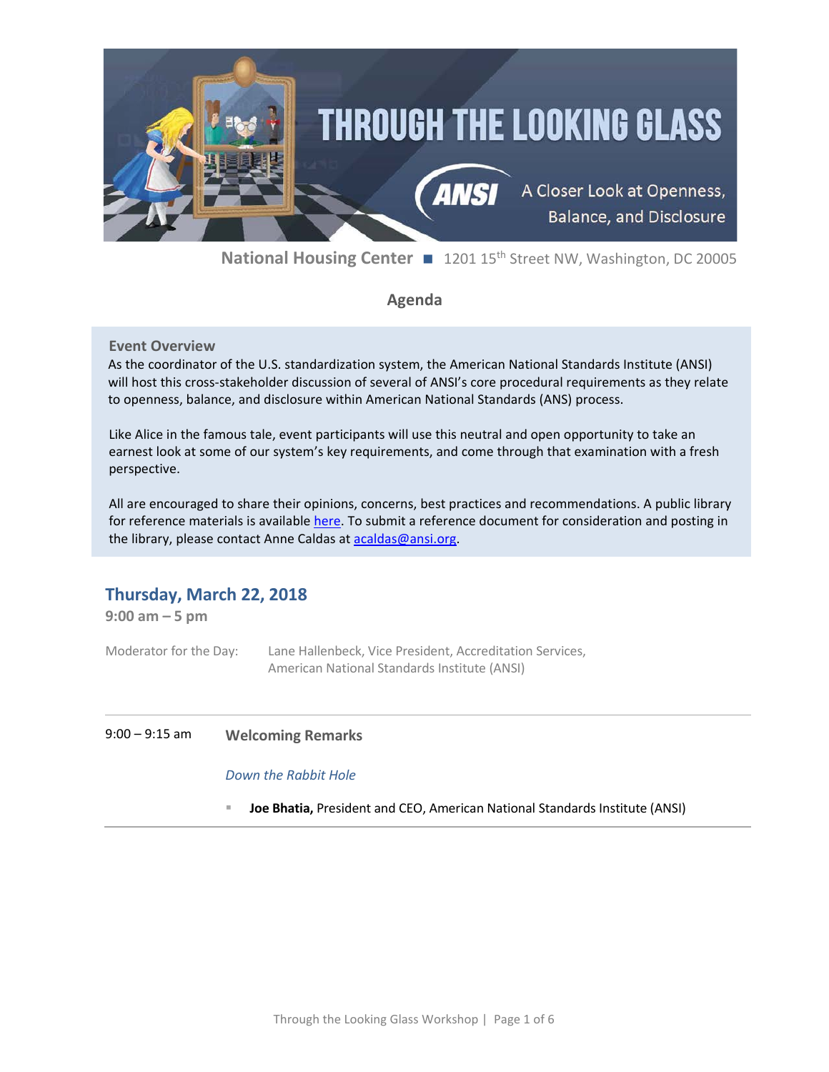# THROUGH THE LOOKING GLASS

ANSI — A Closer Look at Openness, Balance, and Disclosure

**National Housing Center** ■ 1201 15th Street NW, Washington, DC 20005

## Agenda

### Event Overview

As the coordinator of the U.S. standardization system, the American National Standards Institute (ANSI) will host this cross-stakeholder discussion of several of ANSI's core procedural requirements as they relate to openness, balance, and disclosure within American National Standards (ANS) process.

Like Alice in the famous tale, event participants will use this neutral and open opportunity to take an earnest look at some of our system's key requirements, and come through that examination with a fresh perspective.

All are encouraged to share their opinions, concerns, best practices and recommendations. A public library for reference materials is available here. To submit a reference document for consideration and posting in the library, please contact Anne Caldas at acaldas@ansi.org.

## Thursday, March 22, 2018

**9:00 am – 5 pm**

Moderator for the Day: Lane Hallenbeck, Vice President, Accreditation Services, American National Standards Institute (ANSI)

---

9:00 – 9:15 am **Welcoming Remarks**

*Down the Rabbit Hole*

- **Joe Bhatia,** President and CEO, American National Standards Institute (ANSI)

---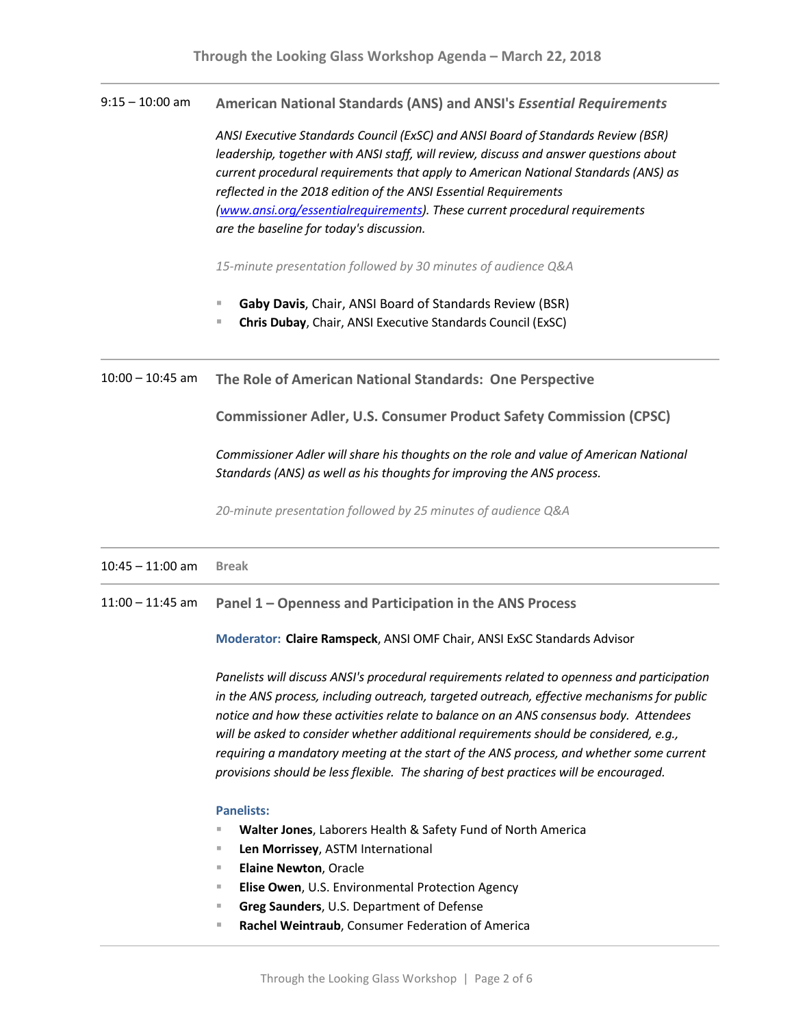**9:15 – 10:00 am** **American National Standards (ANS) and ANSI's *Essential Requirements***

*ANSI Executive Standards Council (ExSC) and ANSI Board of Standards Review (BSR) leadership, together with ANSI staff, will review, discuss and answer questions about current procedural requirements that apply to American National Standards (ANS) as reflected in the 2018 edition of the ANSI Essential Requirements ([www.ansi.org/essentialrequirements](www.ansi.org/essentialrequirements)). These current procedural requirements are the baseline for today's discussion.*

*15-minute presentation followed by 30 minutes of audience Q&A*

- **Gaby Davis**, Chair, ANSI Board of Standards Review (BSR)
- **Chris Dubay**, Chair, ANSI Executive Standards Council (ExSC)

---

**10:00 – 10:45 am** **The Role of American National Standards: One Perspective**

**Commissioner Adler, U.S. Consumer Product Safety Commission (CPSC)**

*Commissioner Adler will share his thoughts on the role and value of American National Standards (ANS) as well as his thoughts for improving the ANS process.*

*20-minute presentation followed by 25 minutes of audience Q&A*

---

**10:45 – 11:00 am** **Break**

---

**11:00 – 11:45 am** **Panel 1 – Openness and Participation in the ANS Process**

**Moderator:** **Claire Ramspeck**, ANSI OMF Chair, ANSI ExSC Standards Advisor

*Panelists will discuss ANSI's procedural requirements related to openness and participation in the ANS process, including outreach, targeted outreach, effective mechanisms for public notice and how these activities relate to balance on an ANS consensus body. Attendees will be asked to consider whether additional requirements should be considered, e.g., requiring a mandatory meeting at the start of the ANS process, and whether some current provisions should be less flexible. The sharing of best practices will be encouraged.*

**Panelists:**

- **Walter Jones**, Laborers Health & Safety Fund of North America
- **Len Morrissey**, ASTM International
- **Elaine Newton**, Oracle
- **Elise Owen**, U.S. Environmental Protection Agency
- **Greg Saunders**, U.S. Department of Defense
- **Rachel Weintraub**, Consumer Federation of America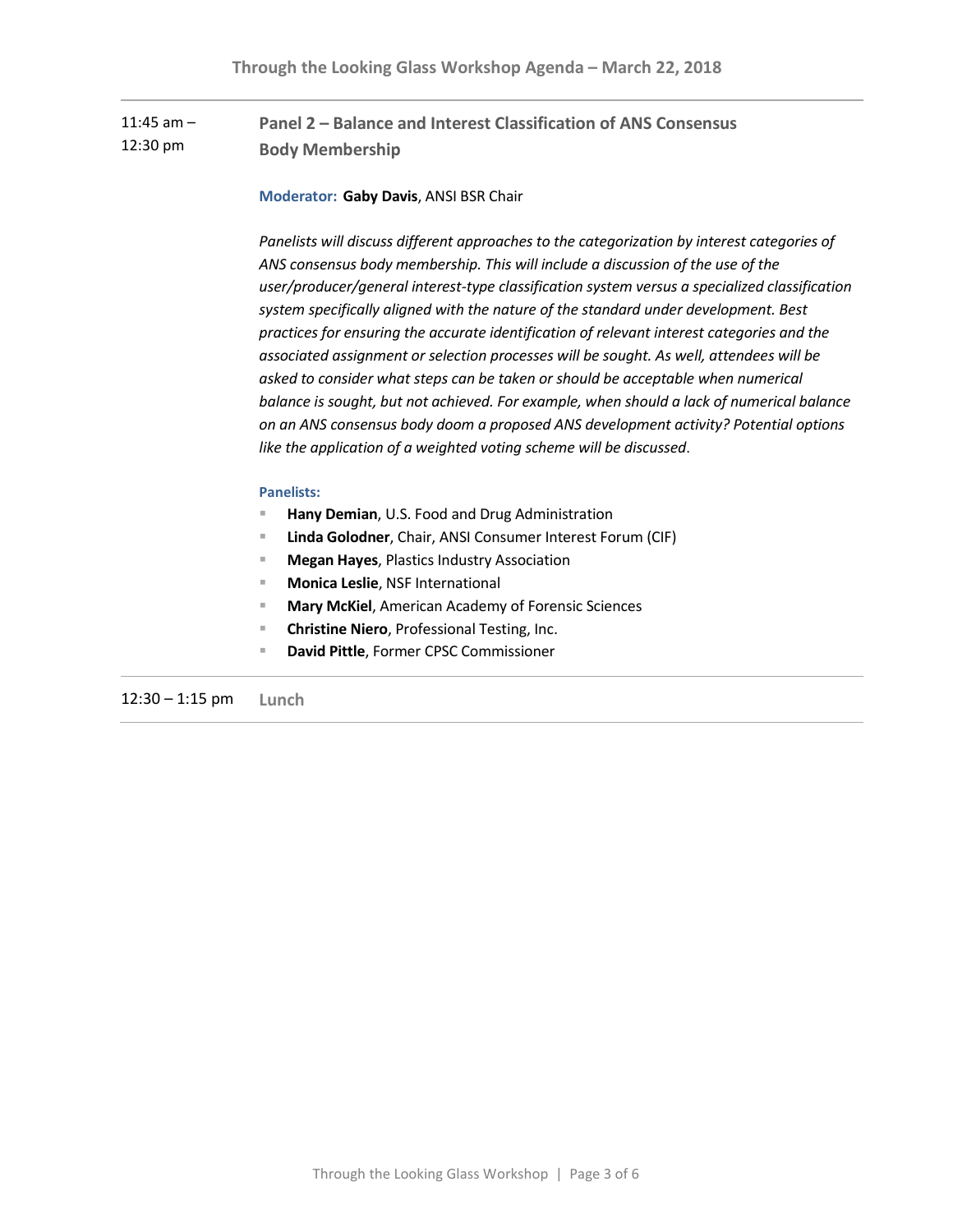**11:45 am – 12:30 pm**

## Panel 2 – Balance and Interest Classification of ANS Consensus Body Membership

**Moderator:** **Gaby Davis**, ANSI BSR Chair

*Panelists will discuss different approaches to the categorization by interest categories of ANS consensus body membership. This will include a discussion of the use of the user/producer/general interest-type classification system versus a specialized classification system specifically aligned with the nature of the standard under development. Best practices for ensuring the accurate identification of relevant interest categories and the associated assignment or selection processes will be sought. As well, attendees will be asked to consider what steps can be taken or should be acceptable when numerical balance is sought, but not achieved. For example, when should a lack of numerical balance on an ANS consensus body doom a proposed ANS development activity? Potential options like the application of a weighted voting scheme will be discussed.*

**Panelists:**

- **Hany Demian**, U.S. Food and Drug Administration
- **Linda Golodner**, Chair, ANSI Consumer Interest Forum (CIF)
- **Megan Hayes**, Plastics Industry Association
- **Monica Leslie**, NSF International
- **Mary McKiel**, American Academy of Forensic Sciences
- **Christine Niero**, Professional Testing, Inc.
- **David Pittle**, Former CPSC Commissioner

**12:30 – 1:15 pm** Lunch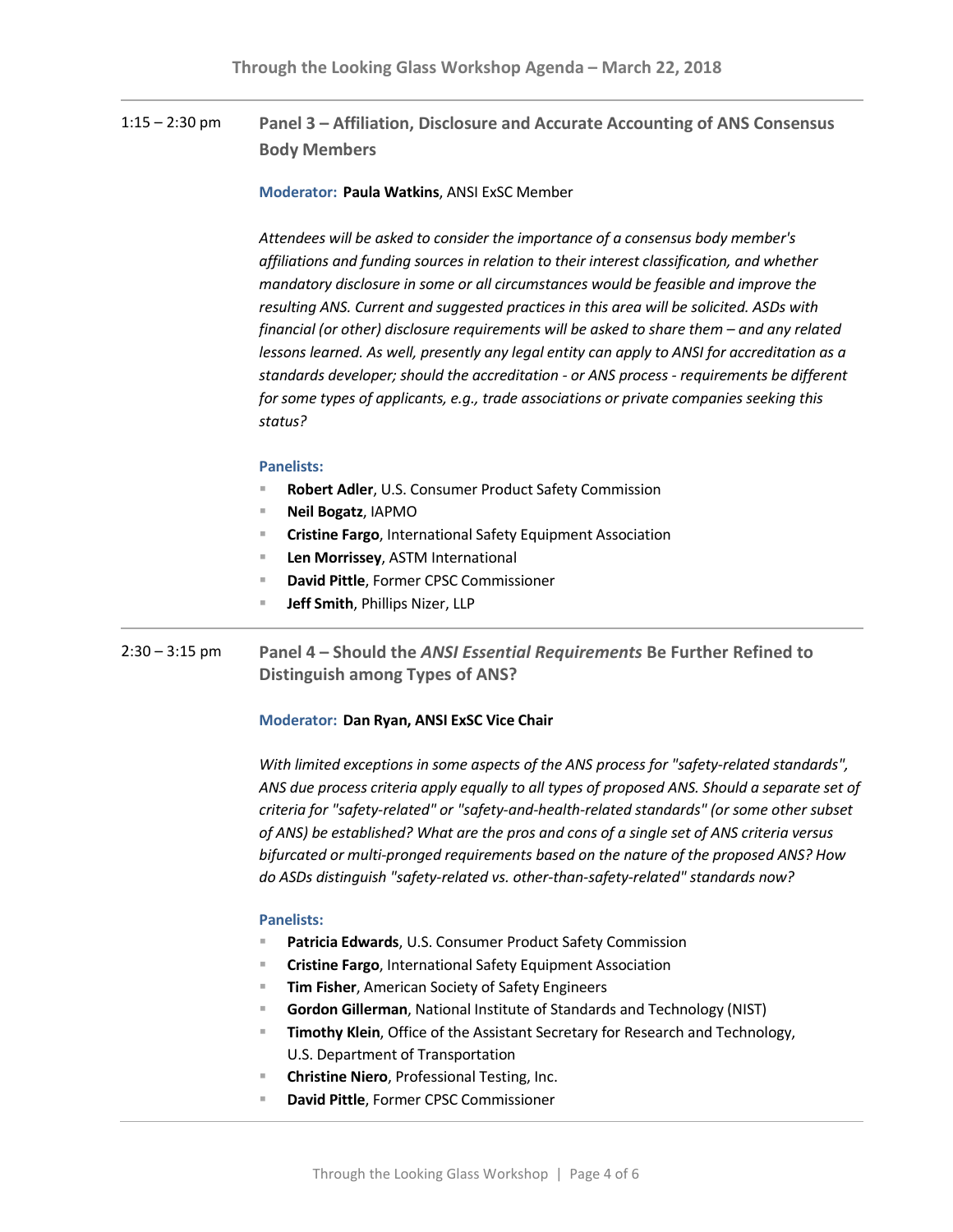1:15 – 2:30 pm

## Panel 3 – Affiliation, Disclosure and Accurate Accounting of ANS Consensus Body Members

**Moderator: Paula Watkins**, ANSI ExSC Member

*Attendees will be asked to consider the importance of a consensus body member's affiliations and funding sources in relation to their interest classification, and whether mandatory disclosure in some or all circumstances would be feasible and improve the resulting ANS. Current and suggested practices in this area will be solicited. ASDs with financial (or other) disclosure requirements will be asked to share them – and any related lessons learned. As well, presently any legal entity can apply to ANSI for accreditation as a standards developer; should the accreditation - or ANS process - requirements be different for some types of applicants, e.g., trade associations or private companies seeking this status?*

**Panelists:**

- **Robert Adler**, U.S. Consumer Product Safety Commission
- **Neil Bogatz**, IAPMO
- **Cristine Fargo**, International Safety Equipment Association
- **Len Morrissey**, ASTM International
- **David Pittle**, Former CPSC Commissioner
- **Jeff Smith**, Phillips Nizer, LLP

2:30 – 3:15 pm

## Panel 4 – Should the *ANSI Essential Requirements* Be Further Refined to Distinguish among Types of ANS?

**Moderator: Dan Ryan, ANSI ExSC Vice Chair**

*With limited exceptions in some aspects of the ANS process for "safety-related standards", ANS due process criteria apply equally to all types of proposed ANS. Should a separate set of criteria for "safety-related" or "safety-and-health-related standards" (or some other subset of ANS) be established? What are the pros and cons of a single set of ANS criteria versus bifurcated or multi-pronged requirements based on the nature of the proposed ANS? How do ASDs distinguish "safety-related vs. other-than-safety-related" standards now?*

**Panelists:**

- **Patricia Edwards**, U.S. Consumer Product Safety Commission
- **Cristine Fargo**, International Safety Equipment Association
- **Tim Fisher**, American Society of Safety Engineers
- **Gordon Gillerman**, National Institute of Standards and Technology (NIST)
- **Timothy Klein**, Office of the Assistant Secretary for Research and Technology, U.S. Department of Transportation
- **Christine Niero**, Professional Testing, Inc.
- **David Pittle**, Former CPSC Commissioner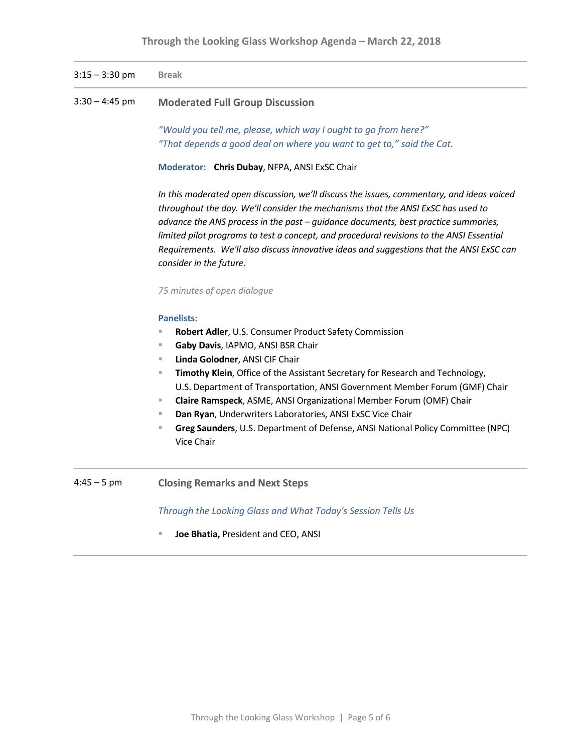| | |
|---|---|
| 3:15 – 3:30 pm | **Break** |

**3:30 – 4:45 pm** — **Moderated Full Group Discussion**

*"Would you tell me, please, which way I ought to go from here?"*
*"That depends a good deal on where you want to get to," said the Cat.*

**Moderator:** **Chris Dubay**, NFPA, ANSI ExSC Chair

*In this moderated open discussion, we'll discuss the issues, commentary, and ideas voiced throughout the day. We'll consider the mechanisms that the ANSI ExSC has used to advance the ANS process in the past – guidance documents, best practice summaries, limited pilot programs to test a concept, and procedural revisions to the ANSI Essential Requirements. We'll also discuss innovative ideas and suggestions that the ANSI ExSC can consider in the future.*

*75 minutes of open dialogue*

**Panelists:**

- **Robert Adler**, U.S. Consumer Product Safety Commission
- **Gaby Davis**, IAPMO, ANSI BSR Chair
- **Linda Golodner**, ANSI CIF Chair
- **Timothy Klein**, Office of the Assistant Secretary for Research and Technology, U.S. Department of Transportation, ANSI Government Member Forum (GMF) Chair
- **Claire Ramspeck**, ASME, ANSI Organizational Member Forum (OMF) Chair
- **Dan Ryan**, Underwriters Laboratories, ANSI ExSC Vice Chair
- **Greg Saunders**, U.S. Department of Defense, ANSI National Policy Committee (NPC) Vice Chair

**4:45 – 5 pm** — **Closing Remarks and Next Steps**

*Through the Looking Glass and What Today's Session Tells Us*

- **Joe Bhatia,** President and CEO, ANSI